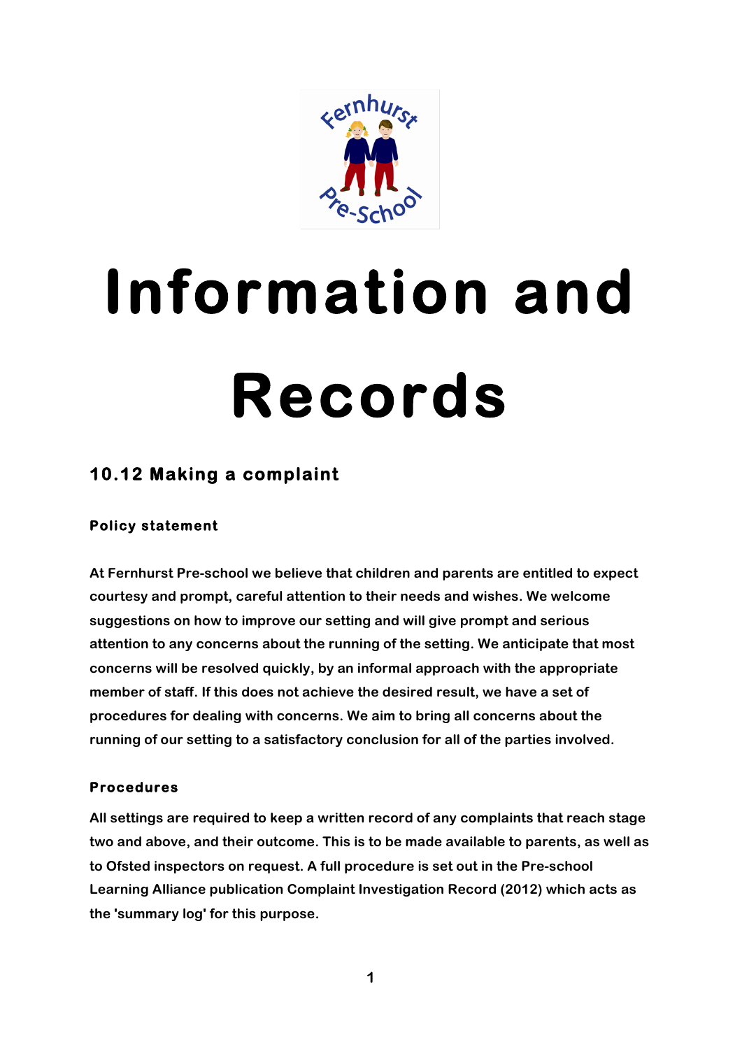# Information and Records

## 10.12 Making a complaint

### Policy statement

At Fernhurst Pre-school we believe that children and parents are entitled to expect courtesy and prompt, careful attention to their needs and wishes. We welcome suggestions on how to improve our setting and will give prompt and serious attention to any concerns about the running of the setting. We anticipate that most concerns will be resolved quickly, by an informal approach with the appropriate member of staff. If this does not achieve the desired result, we have a set of procedures for dealing with concerns. We aim to bring all concerns about the running of our setting to a satisfactory conclusion for all of the parties involved.

### Procedures

All settings are required to keep a written record of any complaints that reach stage two and above, and their outcome. This is to be made available to parents, as well as to Ofsted inspectors on request. A full procedure is set out in the Pre-school Learning Alliance publication Complaint Investigation Record (2012) which acts as the 'summary log' for this purpose.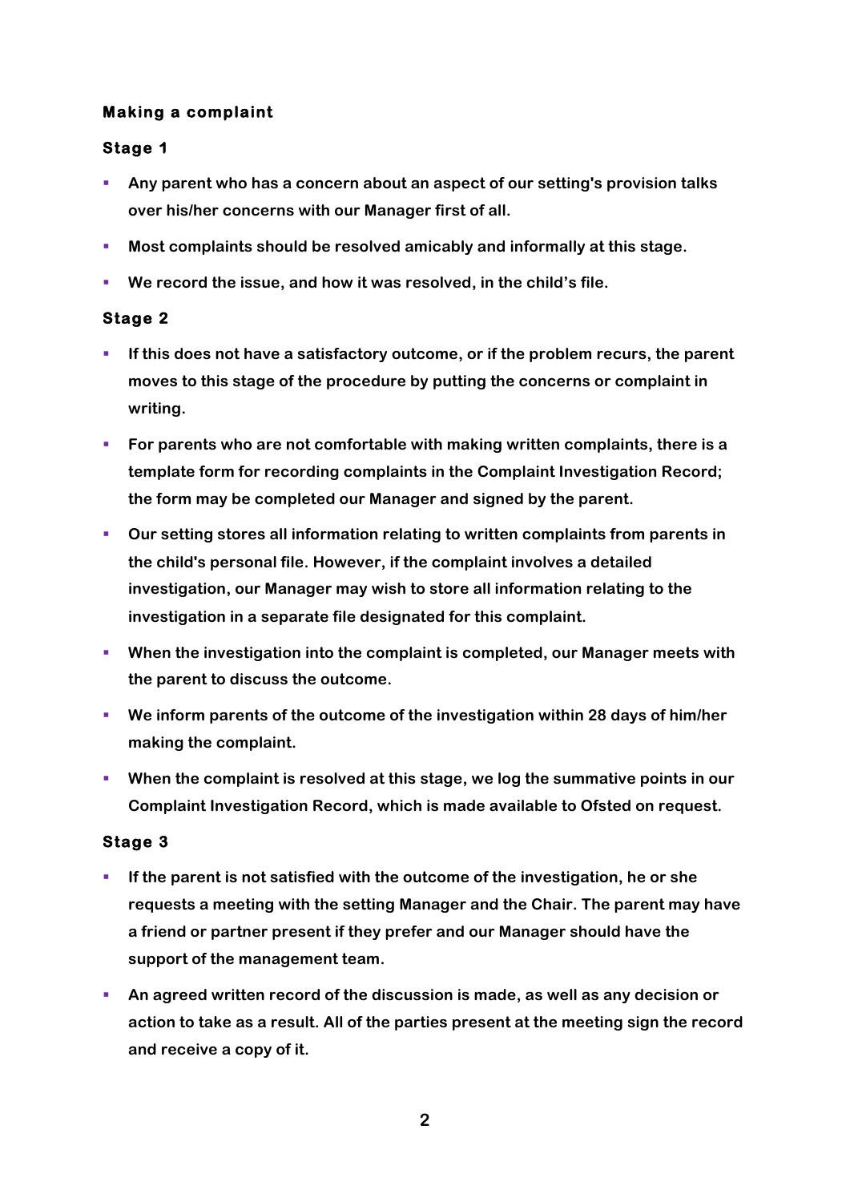**Making a complaint**

**Stage 1**

- **Any parent who has a concern about an aspect of our setting's provision talks over his/her concerns with our Manager first of all.**
- **Most complaints should be resolved amicably and informally at this stage.**
- **We record the issue, and how it was resolved, in the child's file.**

**Stage 2**

- **If this does not have a satisfactory outcome, or if the problem recurs, the parent moves to this stage of the procedure by putting the concerns or complaint in writing.**
- **For parents who are not comfortable with making written complaints, there is a template form for recording complaints in the Complaint Investigation Record; the form may be completed our Manager and signed by the parent.**
- **Our setting stores all information relating to written complaints from parents in the child's personal file. However, if the complaint involves a detailed investigation, our Manager may wish to store all information relating to the investigation in a separate file designated for this complaint.**
- **When the investigation into the complaint is completed, our Manager meets with the parent to discuss the outcome.**
- **We inform parents of the outcome of the investigation within 28 days of him/her making the complaint.**
- **When the complaint is resolved at this stage, we log the summative points in our Complaint Investigation Record, which is made available to Ofsted on request.**

**Stage 3**

- **If the parent is not satisfied with the outcome of the investigation, he or she requests a meeting with the setting Manager and the Chair. The parent may have a friend or partner present if they prefer and our Manager should have the support of the management team.**
- **An agreed written record of the discussion is made, as well as any decision or action to take as a result. All of the parties present at the meeting sign the record and receive a copy of it.**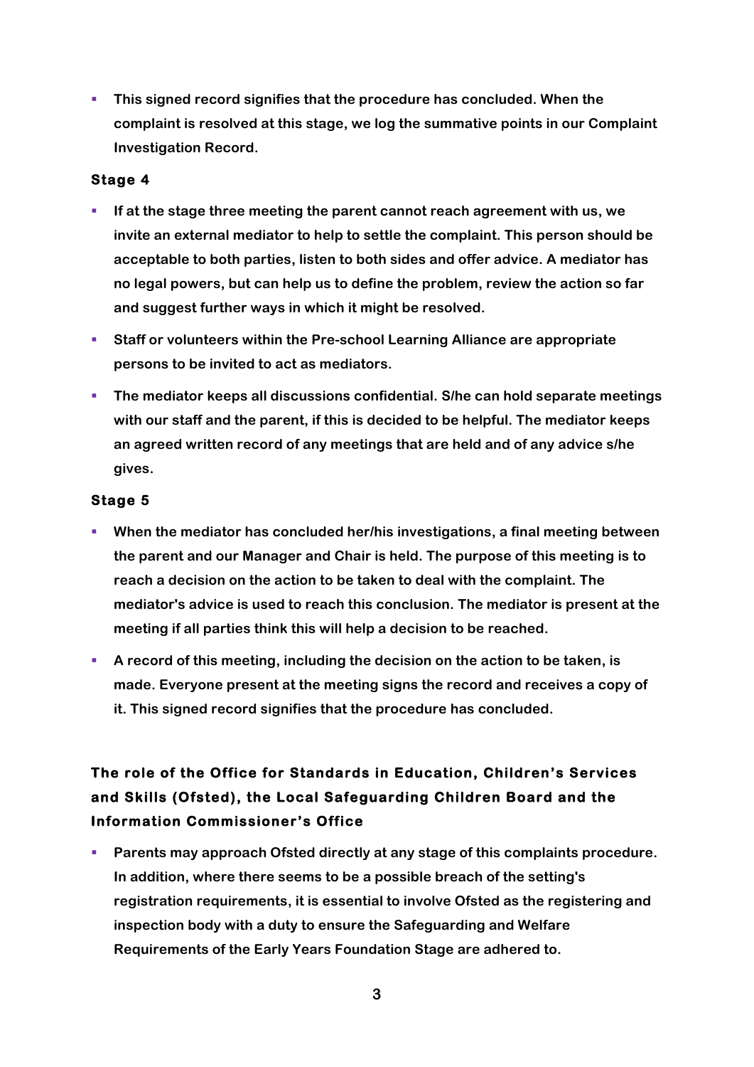- This signed record signifies that the procedure has concluded. When the complaint is resolved at this stage, we log the summative points in our Complaint Investigation Record.

### Stage 4

- If at the stage three meeting the parent cannot reach agreement with us, we invite an external mediator to help to settle the complaint. This person should be acceptable to both parties, listen to both sides and offer advice. A mediator has no legal powers, but can help us to define the problem, review the action so far and suggest further ways in which it might be resolved.
- Staff or volunteers within the Pre-school Learning Alliance are appropriate persons to be invited to act as mediators.
- The mediator keeps all discussions confidential. S/he can hold separate meetings with our staff and the parent, if this is decided to be helpful. The mediator keeps an agreed written record of any meetings that are held and of any advice s/he gives.

### Stage 5

- When the mediator has concluded her/his investigations, a final meeting between the parent and our Manager and Chair is held. The purpose of this meeting is to reach a decision on the action to be taken to deal with the complaint. The mediator's advice is used to reach this conclusion. The mediator is present at the meeting if all parties think this will help a decision to be reached.
- A record of this meeting, including the decision on the action to be taken, is made. Everyone present at the meeting signs the record and receives a copy of it. This signed record signifies that the procedure has concluded.

### The role of the Office for Standards in Education, Children's Services and Skills (Ofsted), the Local Safeguarding Children Board and the Information Commissioner's Office

- Parents may approach Ofsted directly at any stage of this complaints procedure. In addition, where there seems to be a possible breach of the setting's registration requirements, it is essential to involve Ofsted as the registering and inspection body with a duty to ensure the Safeguarding and Welfare Requirements of the Early Years Foundation Stage are adhered to.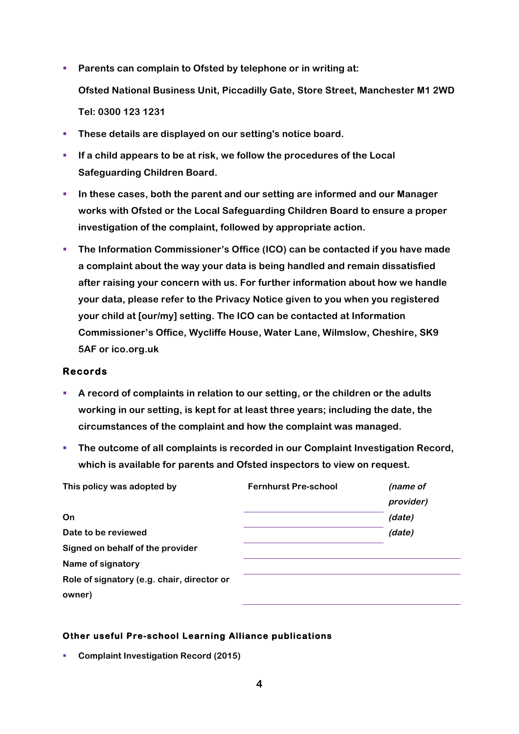- **Parents can complain to Ofsted by telephone or in writing at:**

  **Ofsted National Business Unit, Piccadilly Gate, Store Street, Manchester M1 2WD**

  **Tel: 0300 123 1231**
- **These details are displayed on our setting's notice board.**
- **If a child appears to be at risk, we follow the procedures of the Local Safeguarding Children Board.**
- **In these cases, both the parent and our setting are informed and our Manager works with Ofsted or the Local Safeguarding Children Board to ensure a proper investigation of the complaint, followed by appropriate action.**
- **The Information Commissioner's Office (ICO) can be contacted if you have made a complaint about the way your data is being handled and remain dissatisfied after raising your concern with us. For further information about how we handle your data, please refer to the Privacy Notice given to you when you registered your child at [our/my] setting. The ICO can be contacted at Information Commissioner's Office, Wycliffe House, Water Lane, Wilmslow, Cheshire, SK9 5AF or ico.org.uk**

## Records

- **A record of complaints in relation to our setting, or the children or the adults working in our setting, is kept for at least three years; including the date, the circumstances of the complaint and how the complaint was managed.**
- **The outcome of all complaints is recorded in our Complaint Investigation Record, which is available for parents and Ofsted inspectors to view on request.**

| | | |
|---|---|---|
| **This policy was adopted by** | **Fernhurst Pre-school** | ***(name of provider)*** |
| **On** | | ***(date)*** |
| **Date to be reviewed** | | ***(date)*** |
| **Signed on behalf of the provider** | | |
| **Name of signatory** | | |
| **Role of signatory (e.g. chair, director or owner)** | | |

### Other useful Pre-school Learning Alliance publications

- **Complaint Investigation Record (2015)**